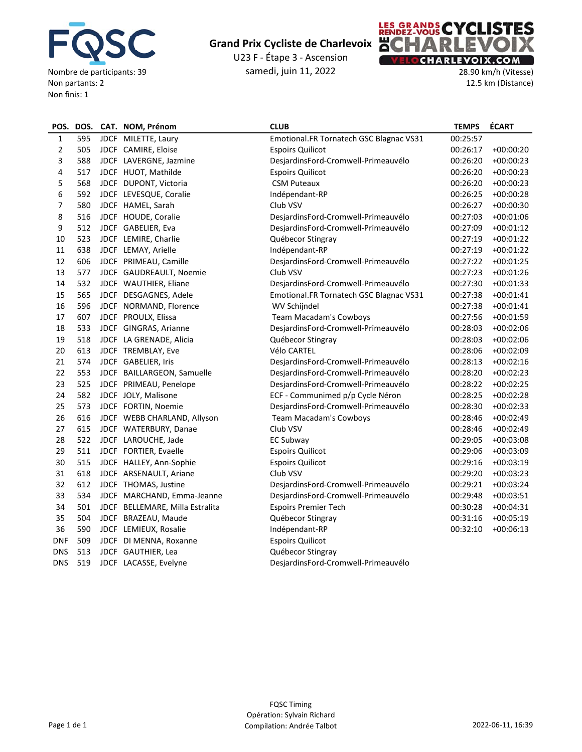FQSC

Nombre de participants: 39
Non partants: 2
Non finis: 1

# Grand Prix Cycliste de Charlevoix

U23 F - Étape 3 - Ascension

samedi, juin 11, 2022

LES GRANDS RENDEZ-VOUS CYCLISTES DE CHARLEVOIX
VELOCHARLEVOIX.COM

28.90 km/h (Vitesse)
12.5 km (Distance)

| POS. | DOS. | CAT. | NOM, Prénom | CLUB | TEMPS | ÉCART |
|---|---|---|---|---|---|---|
| 1 | 595 | JDCF | MILETTE, Laury | Emotional.FR Tornatech GSC Blagnac VS31 | 00:25:57 | |
| 2 | 505 | JDCF | CAMIRE, Eloise | Espoirs Quilicot | 00:26:17 | +00:00:20 |
| 3 | 588 | JDCF | LAVERGNE, Jazmine | DesjardinsFord-Cromwell-Primeauvélo | 00:26:20 | +00:00:23 |
| 4 | 517 | JDCF | HUOT, Mathilde | Espoirs Quilicot | 00:26:20 | +00:00:23 |
| 5 | 568 | JDCF | DUPONT, Victoria | CSM Puteaux | 00:26:20 | +00:00:23 |
| 6 | 592 | JDCF | LEVESQUE, Coralie | Indépendant-RP | 00:26:25 | +00:00:28 |
| 7 | 580 | JDCF | HAMEL, Sarah | Club VSV | 00:26:27 | +00:00:30 |
| 8 | 516 | JDCF | HOUDE, Coralie | DesjardinsFord-Cromwell-Primeauvélo | 00:27:03 | +00:01:06 |
| 9 | 512 | JDCF | GABELIER, Eva | DesjardinsFord-Cromwell-Primeauvélo | 00:27:09 | +00:01:12 |
| 10 | 523 | JDCF | LEMIRE, Charlie | Québecor Stingray | 00:27:19 | +00:01:22 |
| 11 | 638 | JDCF | LEMAY, Arielle | Indépendant-RP | 00:27:19 | +00:01:22 |
| 12 | 606 | JDCF | PRIMEAU, Camille | DesjardinsFord-Cromwell-Primeauvélo | 00:27:22 | +00:01:25 |
| 13 | 577 | JDCF | GAUDREAULT, Noemie | Club VSV | 00:27:23 | +00:01:26 |
| 14 | 532 | JDCF | WAUTHIER, Eliane | DesjardinsFord-Cromwell-Primeauvélo | 00:27:30 | +00:01:33 |
| 15 | 565 | JDCF | DESGAGNES, Adele | Emotional.FR Tornatech GSC Blagnac VS31 | 00:27:38 | +00:01:41 |
| 16 | 596 | JDCF | NORMAND, Florence | WV Schijndel | 00:27:38 | +00:01:41 |
| 17 | 607 | JDCF | PROULX, Elissa | Team Macadam's Cowboys | 00:27:56 | +00:01:59 |
| 18 | 533 | JDCF | GINGRAS, Arianne | DesjardinsFord-Cromwell-Primeauvélo | 00:28:03 | +00:02:06 |
| 19 | 518 | JDCF | LA GRENADE, Alicia | Québecor Stingray | 00:28:03 | +00:02:06 |
| 20 | 613 | JDCF | TREMBLAY, Eve | Vélo CARTEL | 00:28:06 | +00:02:09 |
| 21 | 574 | JDCF | GABELIER, Iris | DesjardinsFord-Cromwell-Primeauvélo | 00:28:13 | +00:02:16 |
| 22 | 553 | JDCF | BAILLARGEON, Samuelle | DesjardinsFord-Cromwell-Primeauvélo | 00:28:20 | +00:02:23 |
| 23 | 525 | JDCF | PRIMEAU, Penelope | DesjardinsFord-Cromwell-Primeauvélo | 00:28:22 | +00:02:25 |
| 24 | 582 | JDCF | JOLY, Malisone | ECF - Communimed p/p Cycle Néron | 00:28:25 | +00:02:28 |
| 25 | 573 | JDCF | FORTIN, Noemie | DesjardinsFord-Cromwell-Primeauvélo | 00:28:30 | +00:02:33 |
| 26 | 616 | JDCF | WEBB CHARLAND, Allyson | Team Macadam's Cowboys | 00:28:46 | +00:02:49 |
| 27 | 615 | JDCF | WATERBURY, Danae | Club VSV | 00:28:46 | +00:02:49 |
| 28 | 522 | JDCF | LAROUCHE, Jade | EC Subway | 00:29:05 | +00:03:08 |
| 29 | 511 | JDCF | FORTIER, Evaelle | Espoirs Quilicot | 00:29:06 | +00:03:09 |
| 30 | 515 | JDCF | HALLEY, Ann-Sophie | Espoirs Quilicot | 00:29:16 | +00:03:19 |
| 31 | 618 | JDCF | ARSENAULT, Ariane | Club VSV | 00:29:20 | +00:03:23 |
| 32 | 612 | JDCF | THOMAS, Justine | DesjardinsFord-Cromwell-Primeauvélo | 00:29:21 | +00:03:24 |
| 33 | 534 | JDCF | MARCHAND, Emma-Jeanne | DesjardinsFord-Cromwell-Primeauvélo | 00:29:48 | +00:03:51 |
| 34 | 501 | JDCF | BELLEMARE, Milla Estralita | Espoirs Premier Tech | 00:30:28 | +00:04:31 |
| 35 | 504 | JDCF | BRAZEAU, Maude | Québecor Stingray | 00:31:16 | +00:05:19 |
| 36 | 590 | JDCF | LEMIEUX, Rosalie | Indépendant-RP | 00:32:10 | +00:06:13 |
| DNF | 509 | JDCF | DI MENNA, Roxanne | Espoirs Quilicot | | |
| DNS | 513 | JDCF | GAUTHIER, Lea | Québecor Stingray | | |
| DNS | 519 | JDCF | LACASSE, Evelyne | DesjardinsFord-Cromwell-Primeauvélo | | |

FQSC Timing
Opération: Sylvain Richard
Compilation: Andrée Talbot

2022-06-11, 16:39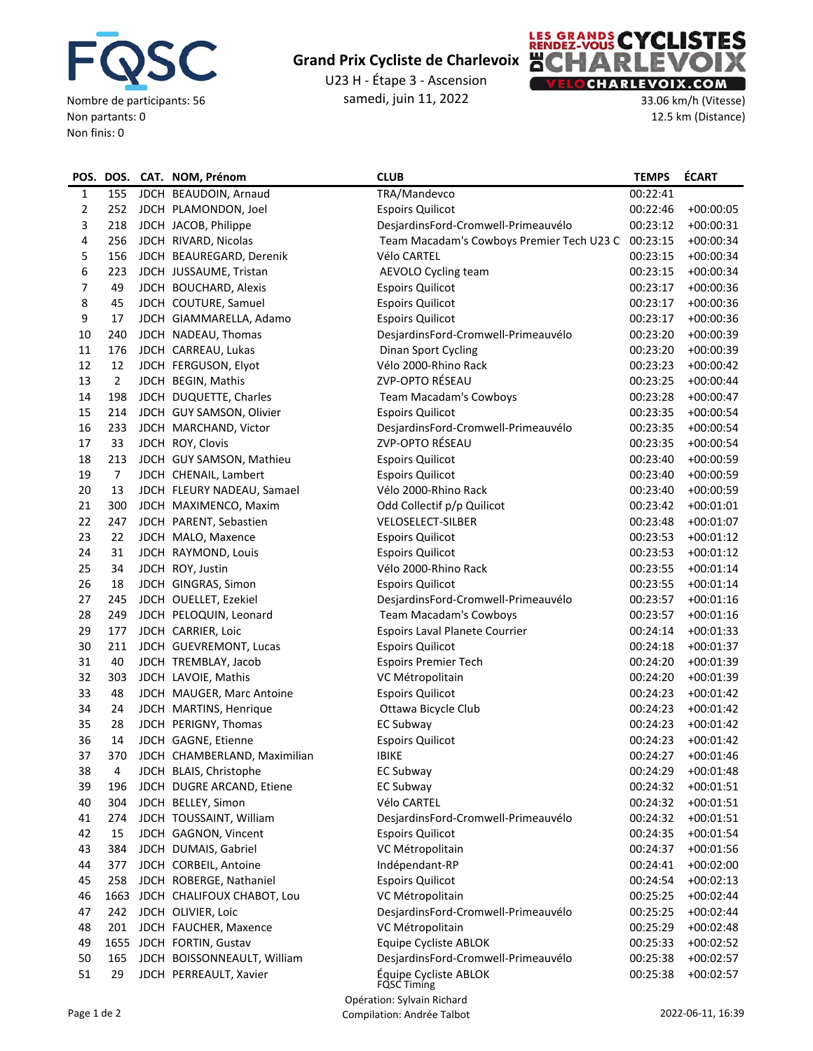# Grand Prix Cycliste de Charlevoix

U23 H - Étape 3 - Ascension

samedi, juin 11, 2022

Nombre de participants: 56
Non partants: 0
Non finis: 0

33.06 km/h (Vitesse)
12.5 km (Distance)

| POS. | DOS. | CAT. | NOM, Prénom | CLUB | TEMPS | ÉCART |
|---|---|---|---|---|---|---|
| 1 | 155 | JDCH | BEAUDOIN, Arnaud | TRA/Mandevco | 00:22:41 | |
| 2 | 252 | JDCH | PLAMONDON, Joel | Espoirs Quilicot | 00:22:46 | +00:00:05 |
| 3 | 218 | JDCH | JACOB, Philippe | DesjardinsFord-Cromwell-Primeauvélo | 00:23:12 | +00:00:31 |
| 4 | 256 | JDCH | RIVARD, Nicolas | Team Macadam's Cowboys Premier Tech U23 C | 00:23:15 | +00:00:34 |
| 5 | 156 | JDCH | BEAUREGARD, Derenik | Vélo CARTEL | 00:23:15 | +00:00:34 |
| 6 | 223 | JDCH | JUSSAUME, Tristan | AEVOLO Cycling team | 00:23:15 | +00:00:34 |
| 7 | 49 | JDCH | BOUCHARD, Alexis | Espoirs Quilicot | 00:23:17 | +00:00:36 |
| 8 | 45 | JDCH | COUTURE, Samuel | Espoirs Quilicot | 00:23:17 | +00:00:36 |
| 9 | 17 | JDCH | GIAMMARELLA, Adamo | Espoirs Quilicot | 00:23:17 | +00:00:36 |
| 10 | 240 | JDCH | NADEAU, Thomas | DesjardinsFord-Cromwell-Primeauvélo | 00:23:20 | +00:00:39 |
| 11 | 176 | JDCH | CARREAU, Lukas | Dinan Sport Cycling | 00:23:20 | +00:00:39 |
| 12 | 12 | JDCH | FERGUSON, Elyot | Vélo 2000-Rhino Rack | 00:23:23 | +00:00:42 |
| 13 | 2 | JDCH | BEGIN, Mathis | ZVP-OPTO RÉSEAU | 00:23:25 | +00:00:44 |
| 14 | 198 | JDCH | DUQUETTE, Charles | Team Macadam's Cowboys | 00:23:28 | +00:00:47 |
| 15 | 214 | JDCH | GUY SAMSON, Olivier | Espoirs Quilicot | 00:23:35 | +00:00:54 |
| 16 | 233 | JDCH | MARCHAND, Victor | DesjardinsFord-Cromwell-Primeauvélo | 00:23:35 | +00:00:54 |
| 17 | 33 | JDCH | ROY, Clovis | ZVP-OPTO RÉSEAU | 00:23:35 | +00:00:54 |
| 18 | 213 | JDCH | GUY SAMSON, Mathieu | Espoirs Quilicot | 00:23:40 | +00:00:59 |
| 19 | 7 | JDCH | CHENAIL, Lambert | Espoirs Quilicot | 00:23:40 | +00:00:59 |
| 20 | 13 | JDCH | FLEURY NADEAU, Samael | Vélo 2000-Rhino Rack | 00:23:40 | +00:00:59 |
| 21 | 300 | JDCH | MAXIMENCO, Maxim | Odd Collectif p/p Quilicot | 00:23:42 | +00:01:01 |
| 22 | 247 | JDCH | PARENT, Sebastien | VELOSELECT-SILBER | 00:23:48 | +00:01:07 |
| 23 | 22 | JDCH | MALO, Maxence | Espoirs Quilicot | 00:23:53 | +00:01:12 |
| 24 | 31 | JDCH | RAYMOND, Louis | Espoirs Quilicot | 00:23:53 | +00:01:12 |
| 25 | 34 | JDCH | ROY, Justin | Vélo 2000-Rhino Rack | 00:23:55 | +00:01:14 |
| 26 | 18 | JDCH | GINGRAS, Simon | Espoirs Quilicot | 00:23:55 | +00:01:14 |
| 27 | 245 | JDCH | OUELLET, Ezekiel | DesjardinsFord-Cromwell-Primeauvélo | 00:23:57 | +00:01:16 |
| 28 | 249 | JDCH | PELOQUIN, Leonard | Team Macadam's Cowboys | 00:23:57 | +00:01:16 |
| 29 | 177 | JDCH | CARRIER, Loic | Espoirs Laval Planete Courrier | 00:24:14 | +00:01:33 |
| 30 | 211 | JDCH | GUEVREMONT, Lucas | Espoirs Quilicot | 00:24:18 | +00:01:37 |
| 31 | 40 | JDCH | TREMBLAY, Jacob | Espoirs Premier Tech | 00:24:20 | +00:01:39 |
| 32 | 303 | JDCH | LAVOIE, Mathis | VC Métropolitain | 00:24:20 | +00:01:39 |
| 33 | 48 | JDCH | MAUGER, Marc Antoine | Espoirs Quilicot | 00:24:23 | +00:01:42 |
| 34 | 24 | JDCH | MARTINS, Henrique | Ottawa Bicycle Club | 00:24:23 | +00:01:42 |
| 35 | 28 | JDCH | PERIGNY, Thomas | EC Subway | 00:24:23 | +00:01:42 |
| 36 | 14 | JDCH | GAGNE, Etienne | Espoirs Quilicot | 00:24:23 | +00:01:42 |
| 37 | 370 | JDCH | CHAMBERLAND, Maximilian | IBIKE | 00:24:27 | +00:01:46 |
| 38 | 4 | JDCH | BLAIS, Christophe | EC Subway | 00:24:29 | +00:01:48 |
| 39 | 196 | JDCH | DUGRE ARCAND, Etiene | EC Subway | 00:24:32 | +00:01:51 |
| 40 | 304 | JDCH | BELLEY, Simon | Vélo CARTEL | 00:24:32 | +00:01:51 |
| 41 | 274 | JDCH | TOUSSAINT, William | DesjardinsFord-Cromwell-Primeauvélo | 00:24:32 | +00:01:51 |
| 42 | 15 | JDCH | GAGNON, Vincent | Espoirs Quilicot | 00:24:35 | +00:01:54 |
| 43 | 384 | JDCH | DUMAIS, Gabriel | VC Métropolitain | 00:24:37 | +00:01:56 |
| 44 | 377 | JDCH | CORBEIL, Antoine | Indépendant-RP | 00:24:41 | +00:02:00 |
| 45 | 258 | JDCH | ROBERGE, Nathaniel | Espoirs Quilicot | 00:24:54 | +00:02:13 |
| 46 | 1663 | JDCH | CHALIFOUX CHABOT, Lou | VC Métropolitain | 00:25:25 | +00:02:44 |
| 47 | 242 | JDCH | OLIVIER, Loic | DesjardinsFord-Cromwell-Primeauvélo | 00:25:25 | +00:02:44 |
| 48 | 201 | JDCH | FAUCHER, Maxence | VC Métropolitain | 00:25:29 | +00:02:48 |
| 49 | 1655 | JDCH | FORTIN, Gustav | Equipe Cycliste ABLOK | 00:25:33 | +00:02:52 |
| 50 | 165 | JDCH | BOISSONNEAULT, William | DesjardinsFord-Cromwell-Primeauvélo | 00:25:38 | +00:02:57 |
| 51 | 29 | JDCH | PERREAULT, Xavier | Équipe Cycliste ABLOK | 00:25:38 | +00:02:57 |

FQSC Timing
Opération: Sylvain Richard
Compilation: Andrée Talbot

2022-06-11, 16:39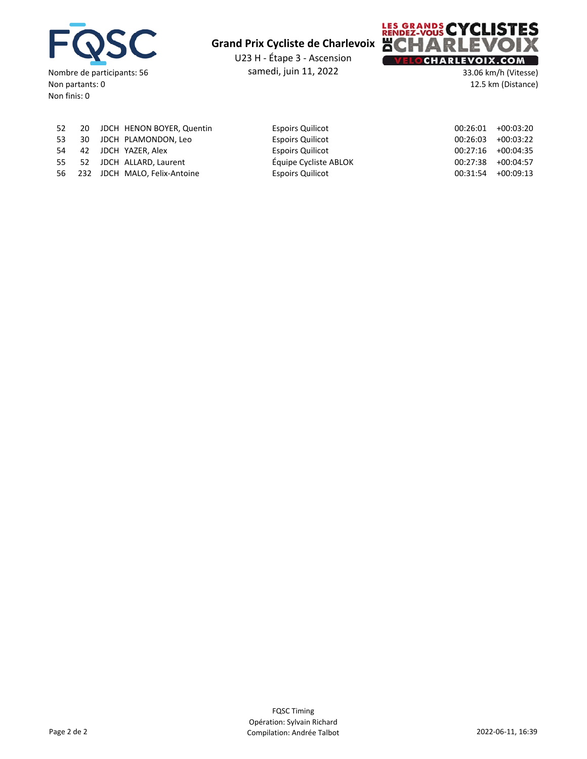# Grand Prix Cycliste de Charlevoix

U23 H - Étape 3 - Ascension

samedi, juin 11, 2022

Nombre de participants: 56
Non partants: 0
Non finis: 0

33.06 km/h (Vitesse)
12.5 km (Distance)

| | | | | | | |
|---|---|---|---|---|---|---|
| 52 | 20 | JDCH | HENON BOYER, Quentin | Espoirs Quilicot | 00:26:01 | +00:03:20 |
| 53 | 30 | JDCH | PLAMONDON, Leo | Espoirs Quilicot | 00:26:03 | +00:03:22 |
| 54 | 42 | JDCH | YAZER, Alex | Espoirs Quilicot | 00:27:16 | +00:04:35 |
| 55 | 52 | JDCH | ALLARD, Laurent | Équipe Cycliste ABLOK | 00:27:38 | +00:04:57 |
| 56 | 232 | JDCH | MALO, Felix-Antoine | Espoirs Quilicot | 00:31:54 | +00:09:13 |

FQSC Timing
Opération: Sylvain Richard
Compilation: Andrée Talbot

2022-06-11, 16:39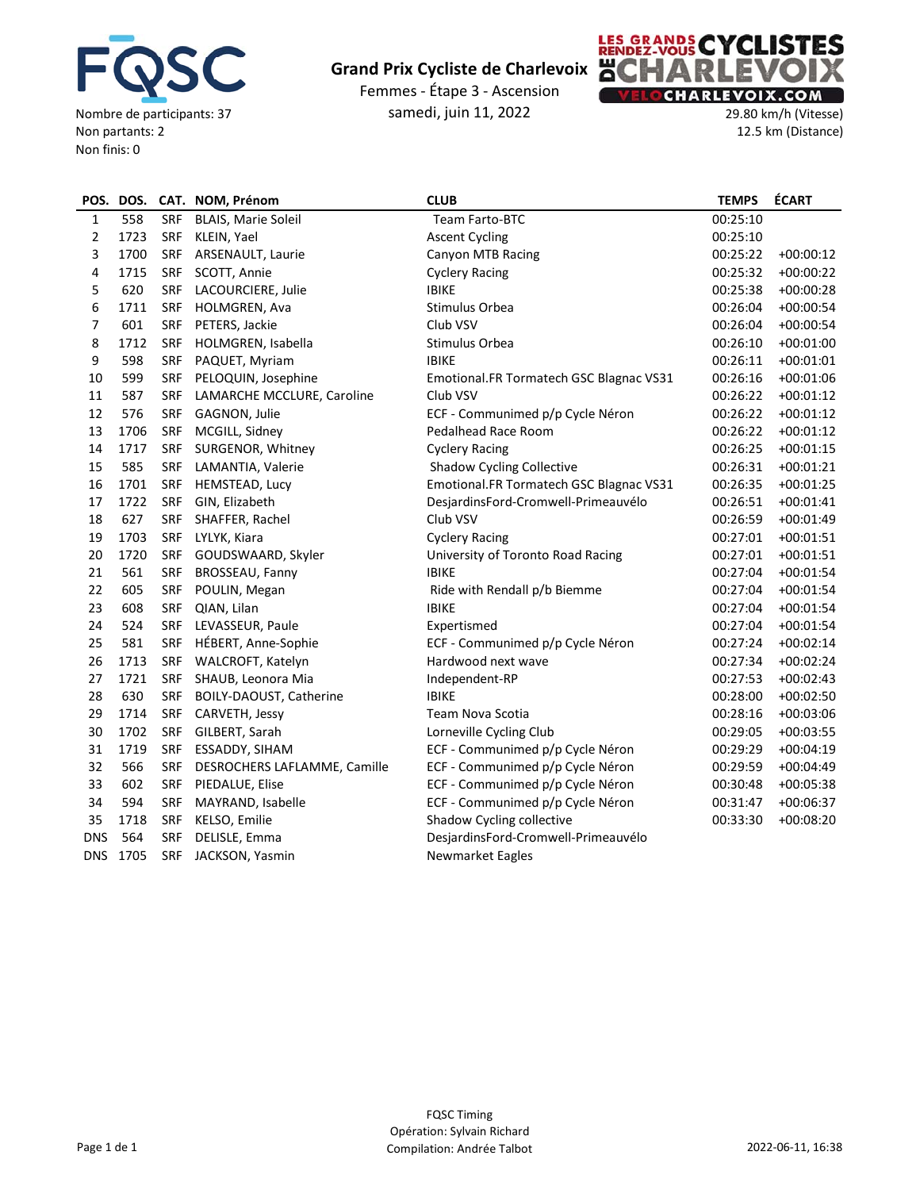# Grand Prix Cycliste de Charlevoix

Femmes - Étape 3 - Ascension

samedi, juin 11, 2022

Nombre de participants: 37
Non partants: 2
Non finis: 0

29.80 km/h (Vitesse)
12.5 km (Distance)

| POS. | DOS. | CAT. | NOM, Prénom | CLUB | TEMPS | ÉCART |
|---|---|---|---|---|---|---|
| 1 | 558 | SRF | BLAIS, Marie Soleil | Team Farto-BTC | 00:25:10 | |
| 2 | 1723 | SRF | KLEIN, Yael | Ascent Cycling | 00:25:10 | |
| 3 | 1700 | SRF | ARSENAULT, Laurie | Canyon MTB Racing | 00:25:22 | +00:00:12 |
| 4 | 1715 | SRF | SCOTT, Annie | Cyclery Racing | 00:25:32 | +00:00:22 |
| 5 | 620 | SRF | LACOURCIERE, Julie | IBIKE | 00:25:38 | +00:00:28 |
| 6 | 1711 | SRF | HOLMGREN, Ava | Stimulus Orbea | 00:26:04 | +00:00:54 |
| 7 | 601 | SRF | PETERS, Jackie | Club VSV | 00:26:04 | +00:00:54 |
| 8 | 1712 | SRF | HOLMGREN, Isabella | Stimulus Orbea | 00:26:10 | +00:01:00 |
| 9 | 598 | SRF | PAQUET, Myriam | IBIKE | 00:26:11 | +00:01:01 |
| 10 | 599 | SRF | PELOQUIN, Josephine | Emotional.FR Tormatech GSC Blagnac VS31 | 00:26:16 | +00:01:06 |
| 11 | 587 | SRF | LAMARCHE MCCLURE, Caroline | Club VSV | 00:26:22 | +00:01:12 |
| 12 | 576 | SRF | GAGNON, Julie | ECF - Communimed p/p Cycle Néron | 00:26:22 | +00:01:12 |
| 13 | 1706 | SRF | MCGILL, Sidney | Pedalhead Race Room | 00:26:22 | +00:01:12 |
| 14 | 1717 | SRF | SURGENOR, Whitney | Cyclery Racing | 00:26:25 | +00:01:15 |
| 15 | 585 | SRF | LAMANTIA, Valerie | Shadow Cycling Collective | 00:26:31 | +00:01:21 |
| 16 | 1701 | SRF | HEMSTEAD, Lucy | Emotional.FR Tormatech GSC Blagnac VS31 | 00:26:35 | +00:01:25 |
| 17 | 1722 | SRF | GIN, Elizabeth | DesjardinsFord-Cromwell-Primeauvélo | 00:26:51 | +00:01:41 |
| 18 | 627 | SRF | SHAFFER, Rachel | Club VSV | 00:26:59 | +00:01:49 |
| 19 | 1703 | SRF | LYLYK, Kiara | Cyclery Racing | 00:27:01 | +00:01:51 |
| 20 | 1720 | SRF | GOUDSWAARD, Skyler | University of Toronto Road Racing | 00:27:01 | +00:01:51 |
| 21 | 561 | SRF | BROSSEAU, Fanny | IBIKE | 00:27:04 | +00:01:54 |
| 22 | 605 | SRF | POULIN, Megan | Ride with Rendall p/b Biemme | 00:27:04 | +00:01:54 |
| 23 | 608 | SRF | QIAN, Lilan | IBIKE | 00:27:04 | +00:01:54 |
| 24 | 524 | SRF | LEVASSEUR, Paule | Expertismed | 00:27:04 | +00:01:54 |
| 25 | 581 | SRF | HÉBERT, Anne-Sophie | ECF - Communimed p/p Cycle Néron | 00:27:24 | +00:02:14 |
| 26 | 1713 | SRF | WALCROFT, Katelyn | Hardwood next wave | 00:27:34 | +00:02:24 |
| 27 | 1721 | SRF | SHAUB, Leonora Mia | Independent-RP | 00:27:53 | +00:02:43 |
| 28 | 630 | SRF | BOILY-DAOUST, Catherine | IBIKE | 00:28:00 | +00:02:50 |
| 29 | 1714 | SRF | CARVETH, Jessy | Team Nova Scotia | 00:28:16 | +00:03:06 |
| 30 | 1702 | SRF | GILBERT, Sarah | Lorneville Cycling Club | 00:29:05 | +00:03:55 |
| 31 | 1719 | SRF | ESSADDY, SIHAM | ECF - Communimed p/p Cycle Néron | 00:29:29 | +00:04:19 |
| 32 | 566 | SRF | DESROCHERS LAFLAMME, Camille | ECF - Communimed p/p Cycle Néron | 00:29:59 | +00:04:49 |
| 33 | 602 | SRF | PIEDALUE, Elise | ECF - Communimed p/p Cycle Néron | 00:30:48 | +00:05:38 |
| 34 | 594 | SRF | MAYRAND, Isabelle | ECF - Communimed p/p Cycle Néron | 00:31:47 | +00:06:37 |
| 35 | 1718 | SRF | KELSO, Emilie | Shadow Cycling collective | 00:33:30 | +00:08:20 |
| DNS | 564 | SRF | DELISLE, Emma | DesjardinsFord-Cromwell-Primeauvélo | | |
| DNS | 1705 | SRF | JACKSON, Yasmin | Newmarket Eagles | | |

FQSC Timing
Opération: Sylvain Richard
Compilation: Andrée Talbot

2022-06-11, 16:38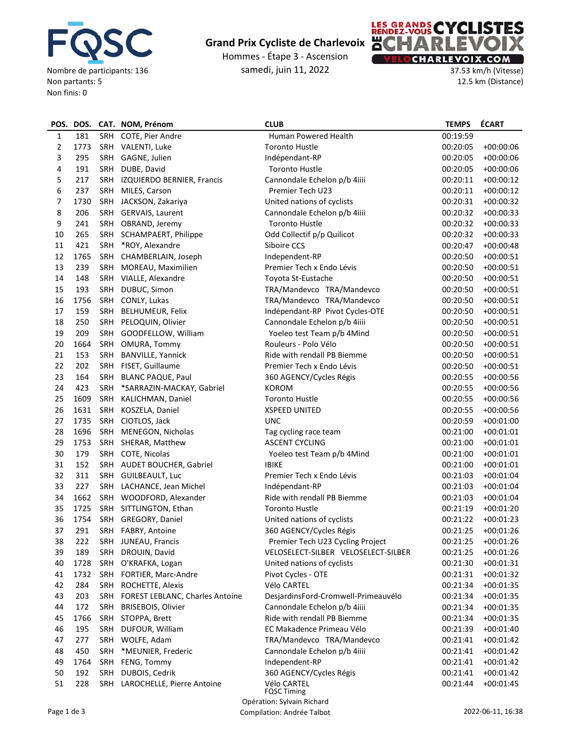# Grand Prix Cycliste de Charlevoix

Hommes - Étape 3 - Ascension

samedi, juin 11, 2022

Nombre de participants: 136
Non partants: 5
Non finis: 0

37.53 km/h (Vitesse)
12.5 km (Distance)

| POS. | DOS. | CAT. | NOM, Prénom | CLUB | TEMPS | ÉCART |
|---|---|---|---|---|---|---|
| 1 | 181 | SRH | COTE, Pier Andre | Human Powered Health | 00:19:59 | |
| 2 | 1773 | SRH | VALENTI, Luke | Toronto Hustle | 00:20:05 | +00:00:06 |
| 3 | 295 | SRH | GAGNE, Julien | Indépendant-RP | 00:20:05 | +00:00:06 |
| 4 | 191 | SRH | DUBE, David | Toronto Hustle | 00:20:05 | +00:00:06 |
| 5 | 217 | SRH | IZQUIERDO BERNIER, Francis | Cannondale Echelon p/b 4iiii | 00:20:11 | +00:00:12 |
| 6 | 237 | SRH | MILES, Carson | Premier Tech U23 | 00:20:11 | +00:00:12 |
| 7 | 1730 | SRH | JACKSON, Zakariya | United nations of cyclists | 00:20:31 | +00:00:32 |
| 8 | 206 | SRH | GERVAIS, Laurent | Cannondale Echelon p/b 4iiii | 00:20:32 | +00:00:33 |
| 9 | 241 | SRH | OBRAND, Jeremy | Toronto Hustle | 00:20:32 | +00:00:33 |
| 10 | 265 | SRH | SCHAMPAERT, Philippe | Odd Collectif p/p Quilicot | 00:20:32 | +00:00:33 |
| 11 | 421 | SRH | *ROY, Alexandre | Siboire CCS | 00:20:47 | +00:00:48 |
| 12 | 1765 | SRH | CHAMBERLAIN, Joseph | Independent-RP | 00:20:50 | +00:00:51 |
| 13 | 239 | SRH | MOREAU, Maximilien | Premier Tech x Endo Lévis | 00:20:50 | +00:00:51 |
| 14 | 148 | SRH | VIALLE, Alexandre | Toyota St-Eustache | 00:20:50 | +00:00:51 |
| 15 | 193 | SRH | DUBUC, Simon | TRA/Mandevco TRA/Mandevco | 00:20:50 | +00:00:51 |
| 16 | 1756 | SRH | CONLY, Lukas | TRA/Mandevco TRA/Mandevco | 00:20:50 | +00:00:51 |
| 17 | 159 | SRH | BELHUMEUR, Felix | Indépendant-RP Pivot Cycles-OTE | 00:20:50 | +00:00:51 |
| 18 | 250 | SRH | PELOQUIN, Olivier | Cannondale Echelon p/b 4iiii | 00:20:50 | +00:00:51 |
| 19 | 209 | SRH | GOODFELLOW, William | Yoeleo test Team p/b 4Mind | 00:20:50 | +00:00:51 |
| 20 | 1664 | SRH | OMURA, Tommy | Rouleurs - Polo Vélo | 00:20:50 | +00:00:51 |
| 21 | 153 | SRH | BANVILLE, Yannick | Ride with rendall PB Biemme | 00:20:50 | +00:00:51 |
| 22 | 202 | SRH | FISET, Guillaume | Premier Tech x Endo Lévis | 00:20:50 | +00:00:51 |
| 23 | 164 | SRH | BLANC PAQUE, Paul | 360 AGENCY/Cycles Régis | 00:20:55 | +00:00:56 |
| 24 | 423 | SRH | *SARRAZIN-MACKAY, Gabriel | KOROM | 00:20:55 | +00:00:56 |
| 25 | 1609 | SRH | KALICHMAN, Daniel | Toronto Hustle | 00:20:55 | +00:00:56 |
| 26 | 1631 | SRH | KOSZELA, Daniel | XSPEED UNITED | 00:20:55 | +00:00:56 |
| 27 | 1735 | SRH | CIOTLOS, Jack | UNC | 00:20:59 | +00:01:00 |
| 28 | 1696 | SRH | MENEGON, Nicholas | Tag cycling race team | 00:21:00 | +00:01:01 |
| 29 | 1753 | SRH | SHERAR, Matthew | ASCENT CYCLING | 00:21:00 | +00:01:01 |
| 30 | 179 | SRH | COTE, Nicolas | Yoeleo test Team p/b 4Mind | 00:21:00 | +00:01:01 |
| 31 | 152 | SRH | AUDET BOUCHER, Gabriel | IBIKE | 00:21:00 | +00:01:01 |
| 32 | 311 | SRH | GUILBEAULT, Luc | Premier Tech x Endo Lévis | 00:21:03 | +00:01:04 |
| 33 | 227 | SRH | LACHANCE, Jean Michel | Indépendant-RP | 00:21:03 | +00:01:04 |
| 34 | 1662 | SRH | WOODFORD, Alexander | Ride with rendall PB Biemme | 00:21:03 | +00:01:04 |
| 35 | 1725 | SRH | SITTLINGTON, Ethan | Toronto Hustle | 00:21:19 | +00:01:20 |
| 36 | 1754 | SRH | GREGORY, Daniel | United nations of cyclists | 00:21:22 | +00:01:23 |
| 37 | 291 | SRH | FABRY, Antoine | 360 AGENCY/Cycles Régis | 00:21:25 | +00:01:26 |
| 38 | 222 | SRH | JUNEAU, Francis | Premier Tech U23 Cycling Project | 00:21:25 | +00:01:26 |
| 39 | 189 | SRH | DROUIN, David | VELOSELECT-SILBER VELOSELECT-SILBER | 00:21:25 | +00:01:26 |
| 40 | 1728 | SRH | O'KRAFKA, Logan | United nations of cyclists | 00:21:30 | +00:01:31 |
| 41 | 1732 | SRH | FORTIER, Marc-Andre | Pivot Cycles - OTE | 00:21:31 | +00:01:32 |
| 42 | 284 | SRH | ROCHETTE, Alexis | Vélo CARTEL | 00:21:34 | +00:01:35 |
| 43 | 203 | SRH | FOREST LEBLANC, Charles Antoine | DesjardinsFord-Cromwell-Primeauvélo | 00:21:34 | +00:01:35 |
| 44 | 172 | SRH | BRISEBOIS, Olivier | Cannondale Echelon p/b 4iiii | 00:21:34 | +00:01:35 |
| 45 | 1766 | SRH | STOPPA, Brett | Ride with rendall PB Biemme | 00:21:34 | +00:01:35 |
| 46 | 195 | SRH | DUFOUR, William | EC Makadence Primeau Vélo | 00:21:39 | +00:01:40 |
| 47 | 277 | SRH | WOLFE, Adam | TRA/Mandevco TRA/Mandevco | 00:21:41 | +00:01:42 |
| 48 | 450 | SRH | *MEUNIER, Frederic | Cannondale Echelon p/b 4iiii | 00:21:41 | +00:01:42 |
| 49 | 1764 | SRH | FENG, Tommy | Independent-RP | 00:21:41 | +00:01:42 |
| 50 | 192 | SRH | DUBOIS, Cedrik | 360 AGENCY/Cycles Régis | 00:21:41 | +00:01:42 |
| 51 | 228 | SRH | LAROCHELLE, Pierre Antoine | Vélo CARTEL | 00:21:44 | +00:01:45 |

FQSC Timing
Opération: Sylvain Richard
Compilation: Andrée Talbot

2022-06-11, 16:38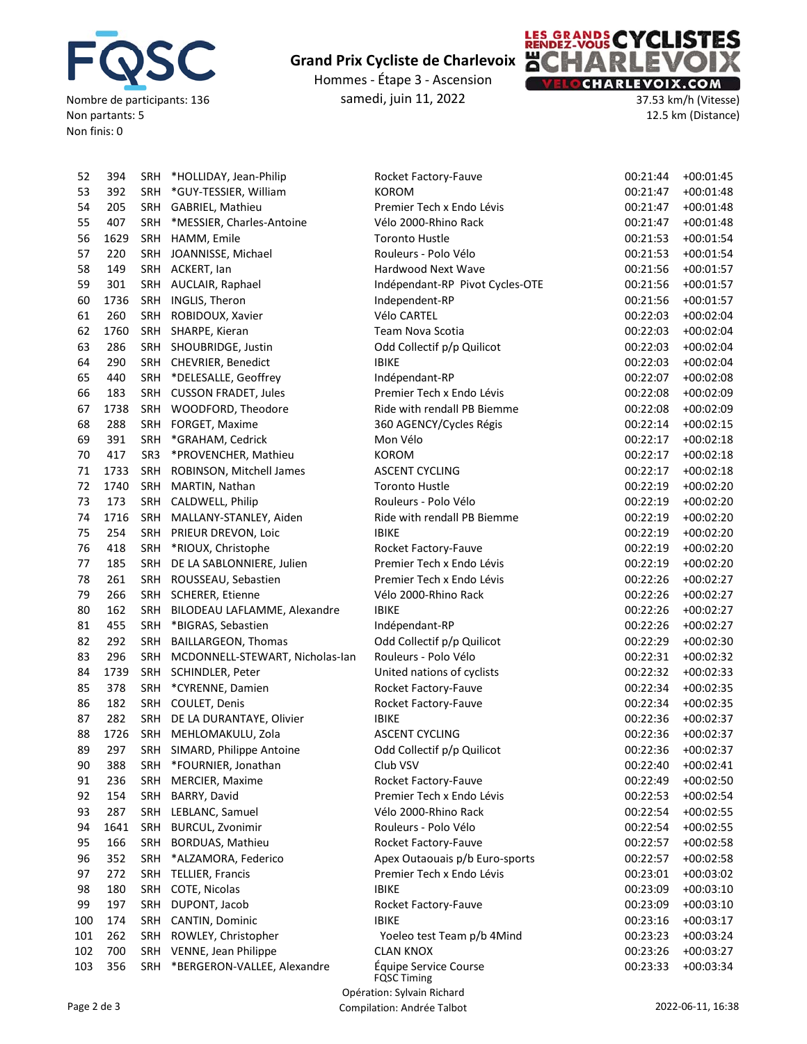# Grand Prix Cycliste de Charlevoix

Hommes - Étape 3 - Ascension

samedi, juin 11, 2022

Nombre de participants: 136
Non partants: 5
Non finis: 0

37.53 km/h (Vitesse)
12.5 km (Distance)

| | | | | | | |
|---|---|---|---|---|---|---|
| 52 | 394 | SRH | *HOLLIDAY, Jean-Philip | Rocket Factory-Fauve | 00:21:44 | +00:01:45 |
| 53 | 392 | SRH | *GUY-TESSIER, William | KOROM | 00:21:47 | +00:01:48 |
| 54 | 205 | SRH | GABRIEL, Mathieu | Premier Tech x Endo Lévis | 00:21:47 | +00:01:48 |
| 55 | 407 | SRH | *MESSIER, Charles-Antoine | Vélo 2000-Rhino Rack | 00:21:47 | +00:01:48 |
| 56 | 1629 | SRH | HAMM, Emile | Toronto Hustle | 00:21:53 | +00:01:54 |
| 57 | 220 | SRH | JOANNISSE, Michael | Rouleurs - Polo Vélo | 00:21:53 | +00:01:54 |
| 58 | 149 | SRH | ACKERT, Ian | Hardwood Next Wave | 00:21:56 | +00:01:57 |
| 59 | 301 | SRH | AUCLAIR, Raphael | Indépendant-RP Pivot Cycles-OTE | 00:21:56 | +00:01:57 |
| 60 | 1736 | SRH | INGLIS, Theron | Independent-RP | 00:21:56 | +00:01:57 |
| 61 | 260 | SRH | ROBIDOUX, Xavier | Vélo CARTEL | 00:22:03 | +00:02:04 |
| 62 | 1760 | SRH | SHARPE, Kieran | Team Nova Scotia | 00:22:03 | +00:02:04 |
| 63 | 286 | SRH | SHOUBRIDGE, Justin | Odd Collectif p/p Quilicot | 00:22:03 | +00:02:04 |
| 64 | 290 | SRH | CHEVRIER, Benedict | IBIKE | 00:22:03 | +00:02:04 |
| 65 | 440 | SRH | *DELESALLE, Geoffrey | Indépendant-RP | 00:22:07 | +00:02:08 |
| 66 | 183 | SRH | CUSSON FRADET, Jules | Premier Tech x Endo Lévis | 00:22:08 | +00:02:09 |
| 67 | 1738 | SRH | WOODFORD, Theodore | Ride with rendall PB Biemme | 00:22:08 | +00:02:09 |
| 68 | 288 | SRH | FORGET, Maxime | 360 AGENCY/Cycles Régis | 00:22:14 | +00:02:15 |
| 69 | 391 | SRH | *GRAHAM, Cedrick | Mon Vélo | 00:22:17 | +00:02:18 |
| 70 | 417 | SR3 | *PROVENCHER, Mathieu | KOROM | 00:22:17 | +00:02:18 |
| 71 | 1733 | SRH | ROBINSON, Mitchell James | ASCENT CYCLING | 00:22:17 | +00:02:18 |
| 72 | 1740 | SRH | MARTIN, Nathan | Toronto Hustle | 00:22:19 | +00:02:20 |
| 73 | 173 | SRH | CALDWELL, Philip | Rouleurs - Polo Vélo | 00:22:19 | +00:02:20 |
| 74 | 1716 | SRH | MALLANY-STANLEY, Aiden | Ride with rendall PB Biemme | 00:22:19 | +00:02:20 |
| 75 | 254 | SRH | PRIEUR DREVON, Loic | IBIKE | 00:22:19 | +00:02:20 |
| 76 | 418 | SRH | *RIOUX, Christophe | Rocket Factory-Fauve | 00:22:19 | +00:02:20 |
| 77 | 185 | SRH | DE LA SABLONNIERE, Julien | Premier Tech x Endo Lévis | 00:22:19 | +00:02:20 |
| 78 | 261 | SRH | ROUSSEAU, Sebastien | Premier Tech x Endo Lévis | 00:22:26 | +00:02:27 |
| 79 | 266 | SRH | SCHERER, Etienne | Vélo 2000-Rhino Rack | 00:22:26 | +00:02:27 |
| 80 | 162 | SRH | BILODEAU LAFLAMME, Alexandre | IBIKE | 00:22:26 | +00:02:27 |
| 81 | 455 | SRH | *BIGRAS, Sebastien | Indépendant-RP | 00:22:26 | +00:02:27 |
| 82 | 292 | SRH | BAILLARGEON, Thomas | Odd Collectif p/p Quilicot | 00:22:29 | +00:02:30 |
| 83 | 296 | SRH | MCDONNELL-STEWART, Nicholas-Ian | Rouleurs - Polo Vélo | 00:22:31 | +00:02:32 |
| 84 | 1739 | SRH | SCHINDLER, Peter | United nations of cyclists | 00:22:32 | +00:02:33 |
| 85 | 378 | SRH | *CYRENNE, Damien | Rocket Factory-Fauve | 00:22:34 | +00:02:35 |
| 86 | 182 | SRH | COULET, Denis | Rocket Factory-Fauve | 00:22:34 | +00:02:35 |
| 87 | 282 | SRH | DE LA DURANTAYE, Olivier | IBIKE | 00:22:36 | +00:02:37 |
| 88 | 1726 | SRH | MEHLOMAKULU, Zola | ASCENT CYCLING | 00:22:36 | +00:02:37 |
| 89 | 297 | SRH | SIMARD, Philippe Antoine | Odd Collectif p/p Quilicot | 00:22:36 | +00:02:37 |
| 90 | 388 | SRH | *FOURNIER, Jonathan | Club VSV | 00:22:40 | +00:02:41 |
| 91 | 236 | SRH | MERCIER, Maxime | Rocket Factory-Fauve | 00:22:49 | +00:02:50 |
| 92 | 154 | SRH | BARRY, David | Premier Tech x Endo Lévis | 00:22:53 | +00:02:54 |
| 93 | 287 | SRH | LEBLANC, Samuel | Vélo 2000-Rhino Rack | 00:22:54 | +00:02:55 |
| 94 | 1641 | SRH | BURCUL, Zvonimir | Rouleurs - Polo Vélo | 00:22:54 | +00:02:55 |
| 95 | 166 | SRH | BORDUAS, Mathieu | Rocket Factory-Fauve | 00:22:57 | +00:02:58 |
| 96 | 352 | SRH | *ALZAMORA, Federico | Apex Outaouais p/b Euro-sports | 00:22:57 | +00:02:58 |
| 97 | 272 | SRH | TELLIER, Francis | Premier Tech x Endo Lévis | 00:23:01 | +00:03:02 |
| 98 | 180 | SRH | COTE, Nicolas | IBIKE | 00:23:09 | +00:03:10 |
| 99 | 197 | SRH | DUPONT, Jacob | Rocket Factory-Fauve | 00:23:09 | +00:03:10 |
| 100 | 174 | SRH | CANTIN, Dominic | IBIKE | 00:23:16 | +00:03:17 |
| 101 | 262 | SRH | ROWLEY, Christopher | Yoeleo test Team p/b 4Mind | 00:23:23 | +00:03:24 |
| 102 | 700 | SRH | VENNE, Jean Philippe | CLAN KNOX | 00:23:26 | +00:03:27 |
| 103 | 356 | SRH | *BERGERON-VALLEE, Alexandre | Équipe Service Course | 00:23:33 | +00:03:34 |

FQSC Timing
Opération: Sylvain Richard
Compilation: Andrée Talbot

2022-06-11, 16:38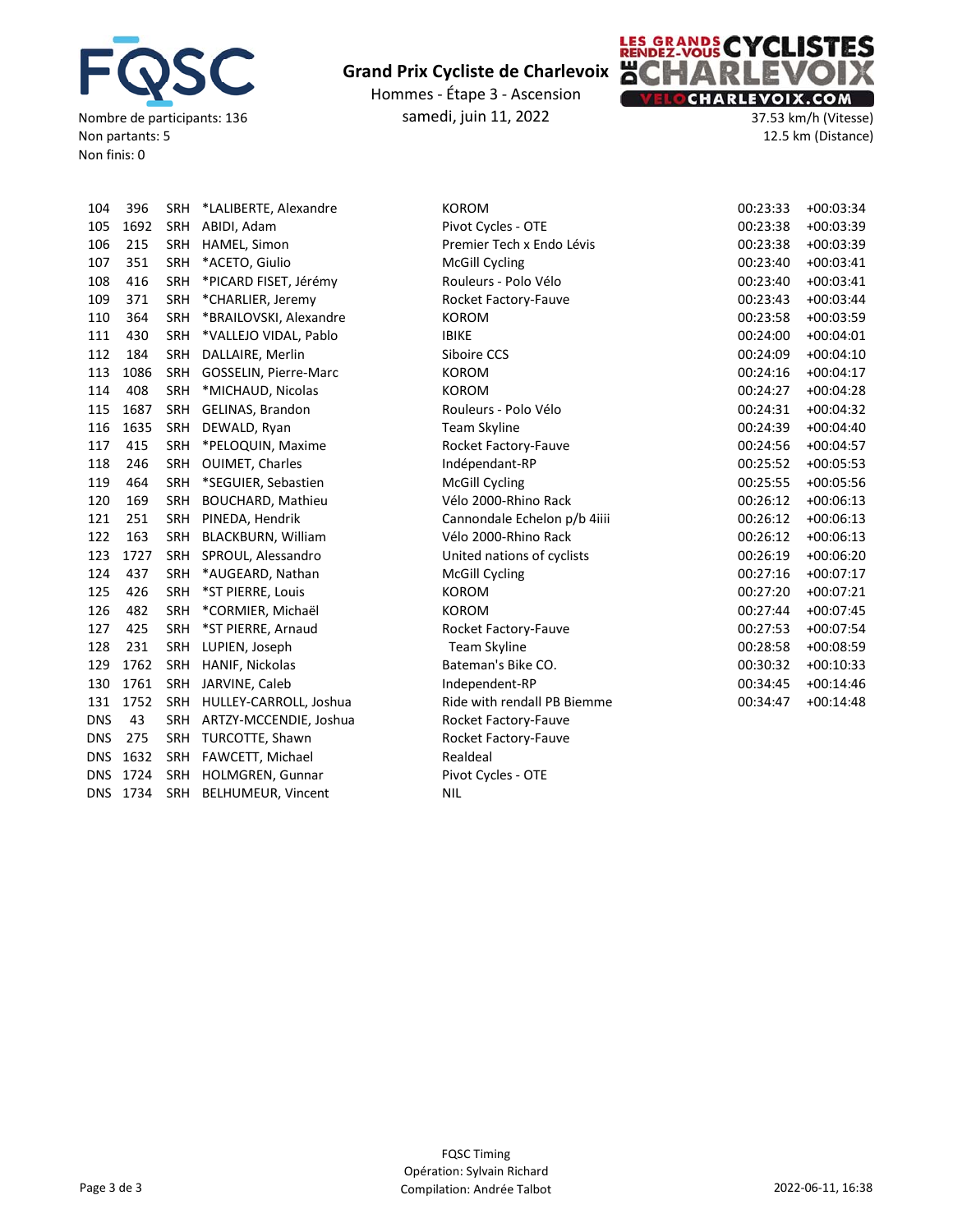Nombre de participants: 136
Non partants: 5
Non finis: 0

# Grand Prix Cycliste de Charlevoix

Hommes - Étape 3 - Ascension

samedi, juin 11, 2022

37.53 km/h (Vitesse)
12.5 km (Distance)

| | | | | | | |
|---|---|---|---|---|---|---|
| 104 | 396 | SRH | *LALIBERTE, Alexandre | KOROM | 00:23:33 | +00:03:34 |
| 105 | 1692 | SRH | ABIDI, Adam | Pivot Cycles - OTE | 00:23:38 | +00:03:39 |
| 106 | 215 | SRH | HAMEL, Simon | Premier Tech x Endo Lévis | 00:23:38 | +00:03:39 |
| 107 | 351 | SRH | *ACETO, Giulio | McGill Cycling | 00:23:40 | +00:03:41 |
| 108 | 416 | SRH | *PICARD FISET, Jérémy | Rouleurs - Polo Vélo | 00:23:40 | +00:03:41 |
| 109 | 371 | SRH | *CHARLIER, Jeremy | Rocket Factory-Fauve | 00:23:43 | +00:03:44 |
| 110 | 364 | SRH | *BRAILOVSKI, Alexandre | KOROM | 00:23:58 | +00:03:59 |
| 111 | 430 | SRH | *VALLEJO VIDAL, Pablo | IBIKE | 00:24:00 | +00:04:01 |
| 112 | 184 | SRH | DALLAIRE, Merlin | Siboire CCS | 00:24:09 | +00:04:10 |
| 113 | 1086 | SRH | GOSSELIN, Pierre-Marc | KOROM | 00:24:16 | +00:04:17 |
| 114 | 408 | SRH | *MICHAUD, Nicolas | KOROM | 00:24:27 | +00:04:28 |
| 115 | 1687 | SRH | GELINAS, Brandon | Rouleurs - Polo Vélo | 00:24:31 | +00:04:32 |
| 116 | 1635 | SRH | DEWALD, Ryan | Team Skyline | 00:24:39 | +00:04:40 |
| 117 | 415 | SRH | *PELOQUIN, Maxime | Rocket Factory-Fauve | 00:24:56 | +00:04:57 |
| 118 | 246 | SRH | OUIMET, Charles | Indépendant-RP | 00:25:52 | +00:05:53 |
| 119 | 464 | SRH | *SEGUIER, Sebastien | McGill Cycling | 00:25:55 | +00:05:56 |
| 120 | 169 | SRH | BOUCHARD, Mathieu | Vélo 2000-Rhino Rack | 00:26:12 | +00:06:13 |
| 121 | 251 | SRH | PINEDA, Hendrik | Cannondale Echelon p/b 4iiii | 00:26:12 | +00:06:13 |
| 122 | 163 | SRH | BLACKBURN, William | Vélo 2000-Rhino Rack | 00:26:12 | +00:06:13 |
| 123 | 1727 | SRH | SPROUL, Alessandro | United nations of cyclists | 00:26:19 | +00:06:20 |
| 124 | 437 | SRH | *AUGEARD, Nathan | McGill Cycling | 00:27:16 | +00:07:17 |
| 125 | 426 | SRH | *ST PIERRE, Louis | KOROM | 00:27:20 | +00:07:21 |
| 126 | 482 | SRH | *CORMIER, Michaël | KOROM | 00:27:44 | +00:07:45 |
| 127 | 425 | SRH | *ST PIERRE, Arnaud | Rocket Factory-Fauve | 00:27:53 | +00:07:54 |
| 128 | 231 | SRH | LUPIEN, Joseph | Team Skyline | 00:28:58 | +00:08:59 |
| 129 | 1762 | SRH | HANIF, Nickolas | Bateman's Bike CO. | 00:30:32 | +00:10:33 |
| 130 | 1761 | SRH | JARVINE, Caleb | Independent-RP | 00:34:45 | +00:14:46 |
| 131 | 1752 | SRH | HULLEY-CARROLL, Joshua | Ride with rendall PB Biemme | 00:34:47 | +00:14:48 |
| DNS | 43 | SRH | ARTZY-MCCENDIE, Joshua | Rocket Factory-Fauve | | |
| DNS | 275 | SRH | TURCOTTE, Shawn | Rocket Factory-Fauve | | |
| DNS | 1632 | SRH | FAWCETT, Michael | Realdeal | | |
| DNS | 1724 | SRH | HOLMGREN, Gunnar | Pivot Cycles - OTE | | |
| DNS | 1734 | SRH | BELHUMEUR, Vincent | NIL | | |

FQSC Timing
Opération: Sylvain Richard
Compilation: Andrée Talbot

2022-06-11, 16:38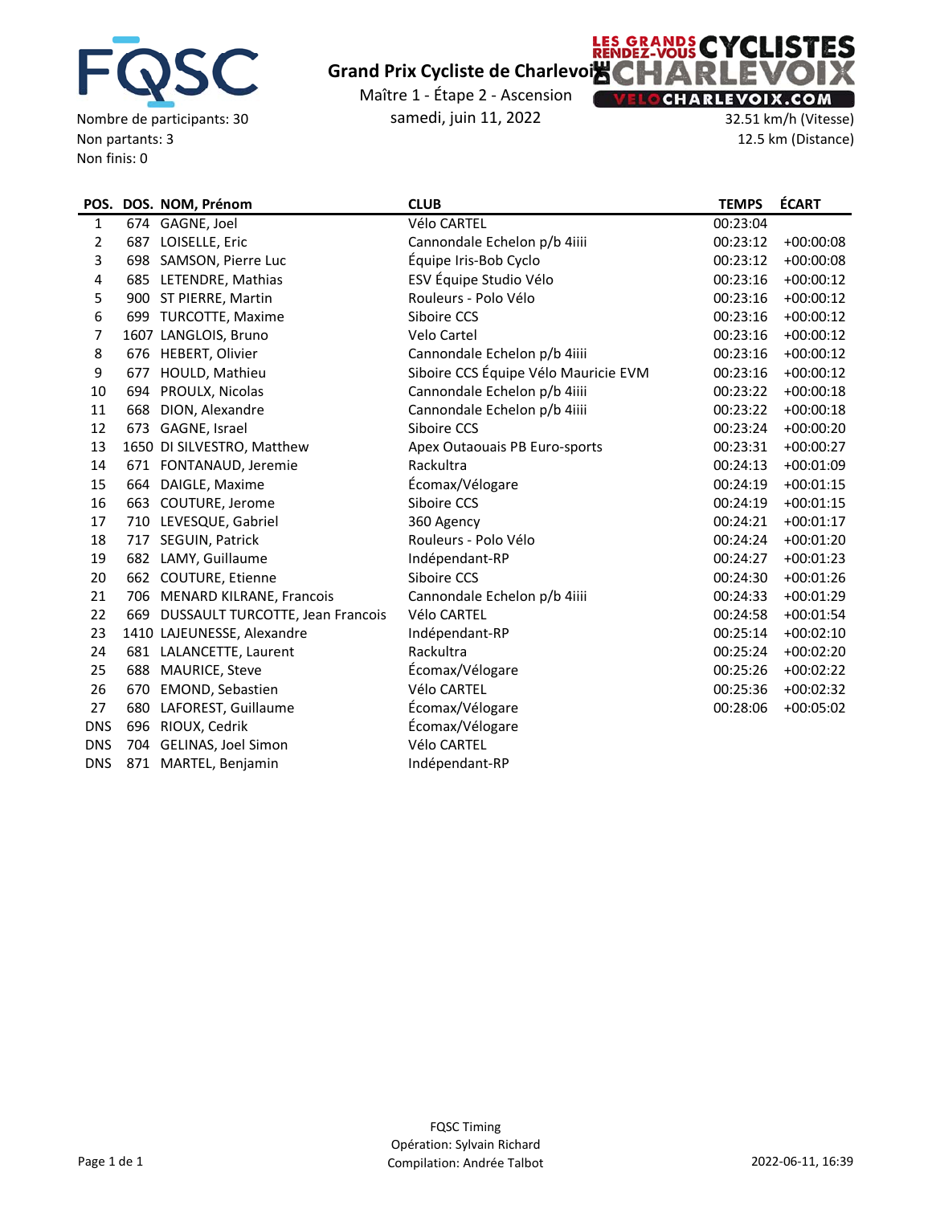# Grand Prix Cycliste de Charlevoix

Maître 1 - Étape 2 - Ascension

samedi, juin 11, 2022

Nombre de participants: 30
Non partants: 3
Non finis: 0

32.51 km/h (Vitesse)
12.5 km (Distance)

| POS. | DOS. | NOM, Prénom | CLUB | TEMPS | ÉCART |
|---|---|---|---|---|---|
| 1 | 674 | GAGNE, Joel | Vélo CARTEL | 00:23:04 | |
| 2 | 687 | LOISELLE, Eric | Cannondale Echelon p/b 4iiii | 00:23:12 | +00:00:08 |
| 3 | 698 | SAMSON, Pierre Luc | Équipe Iris-Bob Cyclo | 00:23:12 | +00:00:08 |
| 4 | 685 | LETENDRE, Mathias | ESV Équipe Studio Vélo | 00:23:16 | +00:00:12 |
| 5 | 900 | ST PIERRE, Martin | Rouleurs - Polo Vélo | 00:23:16 | +00:00:12 |
| 6 | 699 | TURCOTTE, Maxime | Siboire CCS | 00:23:16 | +00:00:12 |
| 7 | 1607 | LANGLOIS, Bruno | Velo Cartel | 00:23:16 | +00:00:12 |
| 8 | 676 | HEBERT, Olivier | Cannondale Echelon p/b 4iiii | 00:23:16 | +00:00:12 |
| 9 | 677 | HOULD, Mathieu | Siboire CCS Équipe Vélo Mauricie EVM | 00:23:16 | +00:00:12 |
| 10 | 694 | PROULX, Nicolas | Cannondale Echelon p/b 4iiii | 00:23:22 | +00:00:18 |
| 11 | 668 | DION, Alexandre | Cannondale Echelon p/b 4iiii | 00:23:22 | +00:00:18 |
| 12 | 673 | GAGNE, Israel | Siboire CCS | 00:23:24 | +00:00:20 |
| 13 | 1650 | DI SILVESTRO, Matthew | Apex Outaouais PB Euro-sports | 00:23:31 | +00:00:27 |
| 14 | 671 | FONTANAUD, Jeremie | Rackultra | 00:24:13 | +00:01:09 |
| 15 | 664 | DAIGLE, Maxime | Écomax/Vélogare | 00:24:19 | +00:01:15 |
| 16 | 663 | COUTURE, Jerome | Siboire CCS | 00:24:19 | +00:01:15 |
| 17 | 710 | LEVESQUE, Gabriel | 360 Agency | 00:24:21 | +00:01:17 |
| 18 | 717 | SEGUIN, Patrick | Rouleurs - Polo Vélo | 00:24:24 | +00:01:20 |
| 19 | 682 | LAMY, Guillaume | Indépendant-RP | 00:24:27 | +00:01:23 |
| 20 | 662 | COUTURE, Etienne | Siboire CCS | 00:24:30 | +00:01:26 |
| 21 | 706 | MENARD KILRANE, Francois | Cannondale Echelon p/b 4iiii | 00:24:33 | +00:01:29 |
| 22 | 669 | DUSSAULT TURCOTTE, Jean Francois | Vélo CARTEL | 00:24:58 | +00:01:54 |
| 23 | 1410 | LAJEUNESSE, Alexandre | Indépendant-RP | 00:25:14 | +00:02:10 |
| 24 | 681 | LALANCETTE, Laurent | Rackultra | 00:25:24 | +00:02:20 |
| 25 | 688 | MAURICE, Steve | Écomax/Vélogare | 00:25:26 | +00:02:22 |
| 26 | 670 | EMOND, Sebastien | Vélo CARTEL | 00:25:36 | +00:02:32 |
| 27 | 680 | LAFOREST, Guillaume | Écomax/Vélogare | 00:28:06 | +00:05:02 |
| DNS | 696 | RIOUX, Cedrik | Écomax/Vélogare | | |
| DNS | 704 | GELINAS, Joel Simon | Vélo CARTEL | | |
| DNS | 871 | MARTEL, Benjamin | Indépendant-RP | | |

FQSC Timing
Opération: Sylvain Richard
Compilation: Andrée Talbot

2022-06-11, 16:39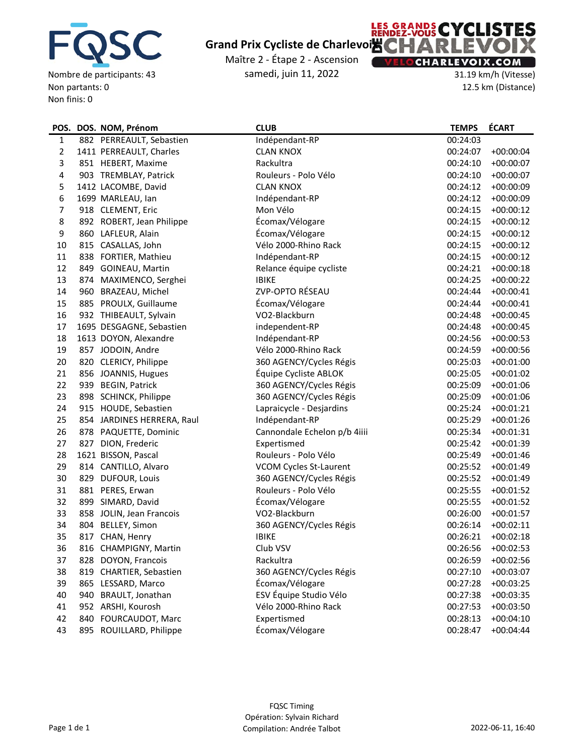FQSC

Nombre de participants: 43
Non partants: 0
Non finis: 0

# Grand Prix Cycliste de Charlevoix

Maître 2 - Étape 2 - Ascension
samedi, juin 11, 2022

LES GRANDS RENDEZ-VOUS CYCLISTES DE CHARLEVOIX
VELOCHARLEVOIX.COM

31.19 km/h (Vitesse)
12.5 km (Distance)

| POS. | DOS. | NOM, Prénom | CLUB | TEMPS | ÉCART |
|---|---|---|---|---|---|
| 1 | 882 | PERREAULT, Sebastien | Indépendant-RP | 00:24:03 | |
| 2 | 1411 | PERREAULT, Charles | CLAN KNOX | 00:24:07 | +00:00:04 |
| 3 | 851 | HEBERT, Maxime | Rackultra | 00:24:10 | +00:00:07 |
| 4 | 903 | TREMBLAY, Patrick | Rouleurs - Polo Vélo | 00:24:10 | +00:00:07 |
| 5 | 1412 | LACOMBE, David | CLAN KNOX | 00:24:12 | +00:00:09 |
| 6 | 1699 | MARLEAU, Ian | Indépendant-RP | 00:24:12 | +00:00:09 |
| 7 | 918 | CLEMENT, Eric | Mon Vélo | 00:24:15 | +00:00:12 |
| 8 | 892 | ROBERT, Jean Philippe | Écomax/Vélogare | 00:24:15 | +00:00:12 |
| 9 | 860 | LAFLEUR, Alain | Écomax/Vélogare | 00:24:15 | +00:00:12 |
| 10 | 815 | CASALLAS, John | Vélo 2000-Rhino Rack | 00:24:15 | +00:00:12 |
| 11 | 838 | FORTIER, Mathieu | Indépendant-RP | 00:24:15 | +00:00:12 |
| 12 | 849 | GOINEAU, Martin | Relance équipe cycliste | 00:24:21 | +00:00:18 |
| 13 | 874 | MAXIMENCO, Serghei | IBIKE | 00:24:25 | +00:00:22 |
| 14 | 960 | BRAZEAU, Michel | ZVP-OPTO RÉSEAU | 00:24:44 | +00:00:41 |
| 15 | 885 | PROULX, Guillaume | Écomax/Vélogare | 00:24:44 | +00:00:41 |
| 16 | 932 | THIBEAULT, Sylvain | VO2-Blackburn | 00:24:48 | +00:00:45 |
| 17 | 1695 | DESGAGNE, Sebastien | independent-RP | 00:24:48 | +00:00:45 |
| 18 | 1613 | DOYON, Alexandre | Indépendant-RP | 00:24:56 | +00:00:53 |
| 19 | 857 | JODOIN, Andre | Vélo 2000-Rhino Rack | 00:24:59 | +00:00:56 |
| 20 | 820 | CLERICY, Philippe | 360 AGENCY/Cycles Régis | 00:25:03 | +00:01:00 |
| 21 | 856 | JOANNIS, Hugues | Équipe Cycliste ABLOK | 00:25:05 | +00:01:02 |
| 22 | 939 | BEGIN, Patrick | 360 AGENCY/Cycles Régis | 00:25:09 | +00:01:06 |
| 23 | 898 | SCHINCK, Philippe | 360 AGENCY/Cycles Régis | 00:25:09 | +00:01:06 |
| 24 | 915 | HOUDE, Sebastien | Lapraicycle - Desjardins | 00:25:24 | +00:01:21 |
| 25 | 854 | JARDINES HERRERA, Raul | Indépendant-RP | 00:25:29 | +00:01:26 |
| 26 | 878 | PAQUETTE, Dominic | Cannondale Echelon p/b 4iiii | 00:25:34 | +00:01:31 |
| 27 | 827 | DION, Frederic | Expertismed | 00:25:42 | +00:01:39 |
| 28 | 1621 | BISSON, Pascal | Rouleurs - Polo Vélo | 00:25:49 | +00:01:46 |
| 29 | 814 | CANTILLO, Alvaro | VCOM Cycles St-Laurent | 00:25:52 | +00:01:49 |
| 30 | 829 | DUFOUR, Louis | 360 AGENCY/Cycles Régis | 00:25:52 | +00:01:49 |
| 31 | 881 | PERES, Erwan | Rouleurs - Polo Vélo | 00:25:55 | +00:01:52 |
| 32 | 899 | SIMARD, David | Écomax/Vélogare | 00:25:55 | +00:01:52 |
| 33 | 858 | JOLIN, Jean Francois | VO2-Blackburn | 00:26:00 | +00:01:57 |
| 34 | 804 | BELLEY, Simon | 360 AGENCY/Cycles Régis | 00:26:14 | +00:02:11 |
| 35 | 817 | CHAN, Henry | IBIKE | 00:26:21 | +00:02:18 |
| 36 | 816 | CHAMPIGNY, Martin | Club VSV | 00:26:56 | +00:02:53 |
| 37 | 828 | DOYON, Francois | Rackultra | 00:26:59 | +00:02:56 |
| 38 | 819 | CHARTIER, Sebastien | 360 AGENCY/Cycles Régis | 00:27:10 | +00:03:07 |
| 39 | 865 | LESSARD, Marco | Écomax/Vélogare | 00:27:28 | +00:03:25 |
| 40 | 940 | BRAULT, Jonathan | ESV Équipe Studio Vélo | 00:27:38 | +00:03:35 |
| 41 | 952 | ARSHI, Kourosh | Vélo 2000-Rhino Rack | 00:27:53 | +00:03:50 |
| 42 | 840 | FOURCAUDOT, Marc | Expertismed | 00:28:13 | +00:04:10 |
| 43 | 895 | ROUILLARD, Philippe | Écomax/Vélogare | 00:28:47 | +00:04:44 |

FQSC Timing
Opération: Sylvain Richard
Compilation: Andrée Talbot

2022-06-11, 16:40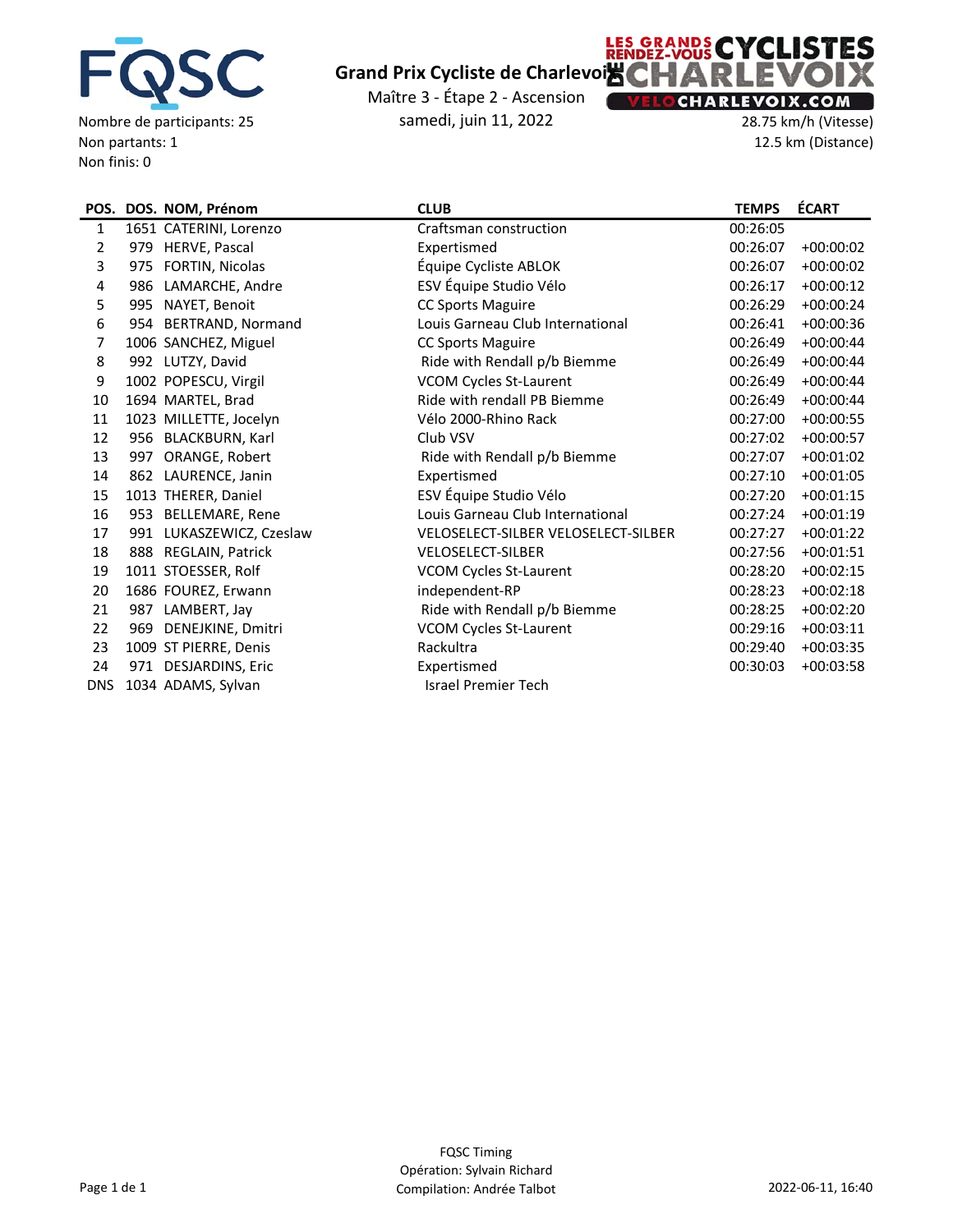FQSC

# Grand Prix Cycliste de Charlevoix

Maître 3 - Étape 2 - Ascension

samedi, juin 11, 2022

LES GRANDS RENDEZ-VOUS CYCLISTES DE CHARLEVOIX
VELOCHARLEVOIX.COM

Nombre de participants: 25
Non partants: 1
Non finis: 0

28.75 km/h (Vitesse)
12.5 km (Distance)

| POS. | DOS. | NOM, Prénom | CLUB | TEMPS | ÉCART |
|---|---|---|---|---|---|
| 1 | 1651 | CATERINI, Lorenzo | Craftsman construction | 00:26:05 | |
| 2 | 979 | HERVE, Pascal | Expertismed | 00:26:07 | +00:00:02 |
| 3 | 975 | FORTIN, Nicolas | Équipe Cycliste ABLOK | 00:26:07 | +00:00:02 |
| 4 | 986 | LAMARCHE, Andre | ESV Équipe Studio Vélo | 00:26:17 | +00:00:12 |
| 5 | 995 | NAYET, Benoit | CC Sports Maguire | 00:26:29 | +00:00:24 |
| 6 | 954 | BERTRAND, Normand | Louis Garneau Club International | 00:26:41 | +00:00:36 |
| 7 | 1006 | SANCHEZ, Miguel | CC Sports Maguire | 00:26:49 | +00:00:44 |
| 8 | 992 | LUTZY, David | Ride with Rendall p/b Biemme | 00:26:49 | +00:00:44 |
| 9 | 1002 | POPESCU, Virgil | VCOM Cycles St-Laurent | 00:26:49 | +00:00:44 |
| 10 | 1694 | MARTEL, Brad | Ride with rendall PB Biemme | 00:26:49 | +00:00:44 |
| 11 | 1023 | MILLETTE, Jocelyn | Vélo 2000-Rhino Rack | 00:27:00 | +00:00:55 |
| 12 | 956 | BLACKBURN, Karl | Club VSV | 00:27:02 | +00:00:57 |
| 13 | 997 | ORANGE, Robert | Ride with Rendall p/b Biemme | 00:27:07 | +00:01:02 |
| 14 | 862 | LAURENCE, Janin | Expertismed | 00:27:10 | +00:01:05 |
| 15 | 1013 | THERER, Daniel | ESV Équipe Studio Vélo | 00:27:20 | +00:01:15 |
| 16 | 953 | BELLEMARE, Rene | Louis Garneau Club International | 00:27:24 | +00:01:19 |
| 17 | 991 | LUKASZEWICZ, Czeslaw | VELOSELECT-SILBER VELOSELECT-SILBER | 00:27:27 | +00:01:22 |
| 18 | 888 | REGLAIN, Patrick | VELOSELECT-SILBER | 00:27:56 | +00:01:51 |
| 19 | 1011 | STOESSER, Rolf | VCOM Cycles St-Laurent | 00:28:20 | +00:02:15 |
| 20 | 1686 | FOUREZ, Erwann | independent-RP | 00:28:23 | +00:02:18 |
| 21 | 987 | LAMBERT, Jay | Ride with Rendall p/b Biemme | 00:28:25 | +00:02:20 |
| 22 | 969 | DENEJKINE, Dmitri | VCOM Cycles St-Laurent | 00:29:16 | +00:03:11 |
| 23 | 1009 | ST PIERRE, Denis | Rackultra | 00:29:40 | +00:03:35 |
| 24 | 971 | DESJARDINS, Eric | Expertismed | 00:30:03 | +00:03:58 |
| DNS | 1034 | ADAMS, Sylvan | Israel Premier Tech | | |

FQSC Timing
Opération: Sylvain Richard
Compilation: Andrée Talbot

2022-06-11, 16:40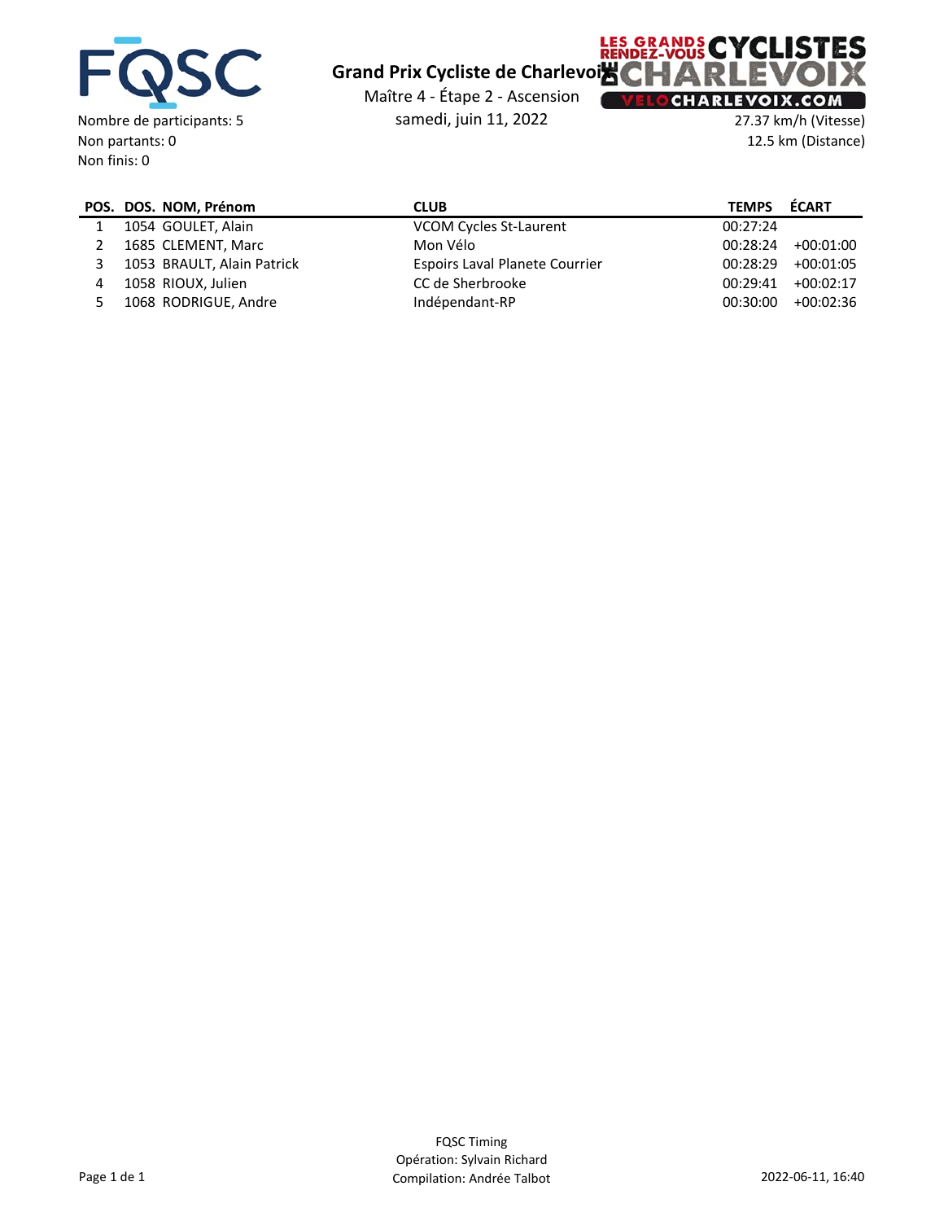FQSC

# Grand Prix Cycliste de Charlevoix

Maître 4 - Étape 2 - Ascension

samedi, juin 11, 2022

LES GRANDS RENDEZ-VOUS CYCLISTES DE CHARLEVOIX
VELOCHARLEVOIX.COM

Nombre de participants: 5
Non partants: 0
Non finis: 0

27.37 km/h (Vitesse)
12.5 km (Distance)

| POS. | DOS. | NOM, Prénom | CLUB | TEMPS | ÉCART |
|---|---|---|---|---|---|
| 1 | 1054 | GOULET, Alain | VCOM Cycles St-Laurent | 00:27:24 | |
| 2 | 1685 | CLEMENT, Marc | Mon Vélo | 00:28:24 | +00:01:00 |
| 3 | 1053 | BRAULT, Alain Patrick | Espoirs Laval Planete Courrier | 00:28:29 | +00:01:05 |
| 4 | 1058 | RIOUX, Julien | CC de Sherbrooke | 00:29:41 | +00:02:17 |
| 5 | 1068 | RODRIGUE, Andre | Indépendant-RP | 00:30:00 | +00:02:36 |

FQSC Timing
Opération: Sylvain Richard
Compilation: Andrée Talbot

2022-06-11, 16:40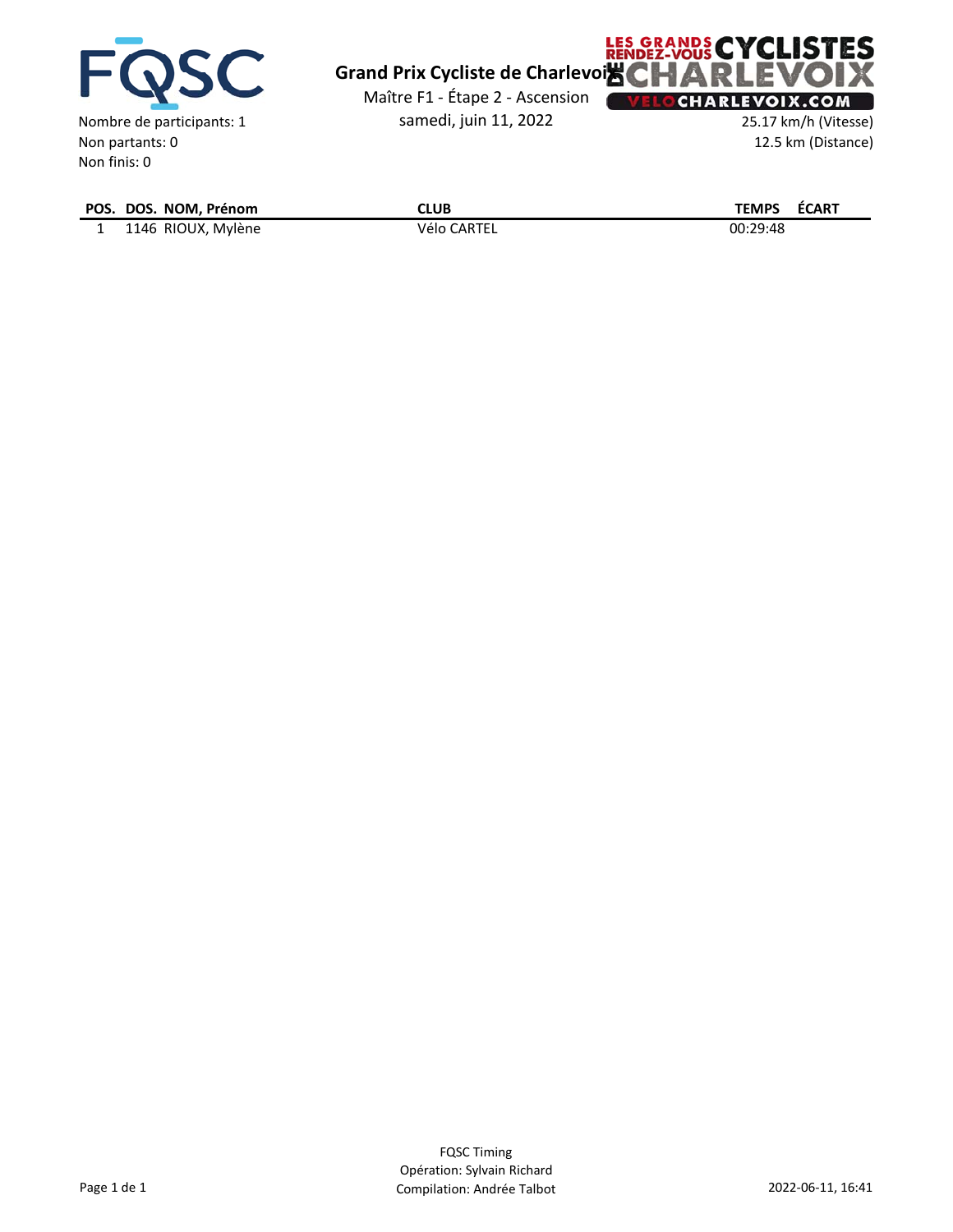# Grand Prix Cycliste de Charlevoix

Maître F1 - Étape 2 - Ascension

samedi, juin 11, 2022

Nombre de participants: 1
Non partants: 0
Non finis: 0

25.17 km/h (Vitesse)
12.5 km (Distance)

| POS. | DOS. | NOM, Prénom | CLUB | TEMPS | ÉCART |
|---|---|---|---|---|---|
| 1 | 1146 | RIOUX, Mylène | Vélo CARTEL | 00:29:48 | |

FQSC Timing
Opération: Sylvain Richard
Compilation: Andrée Talbot

2022-06-11, 16:41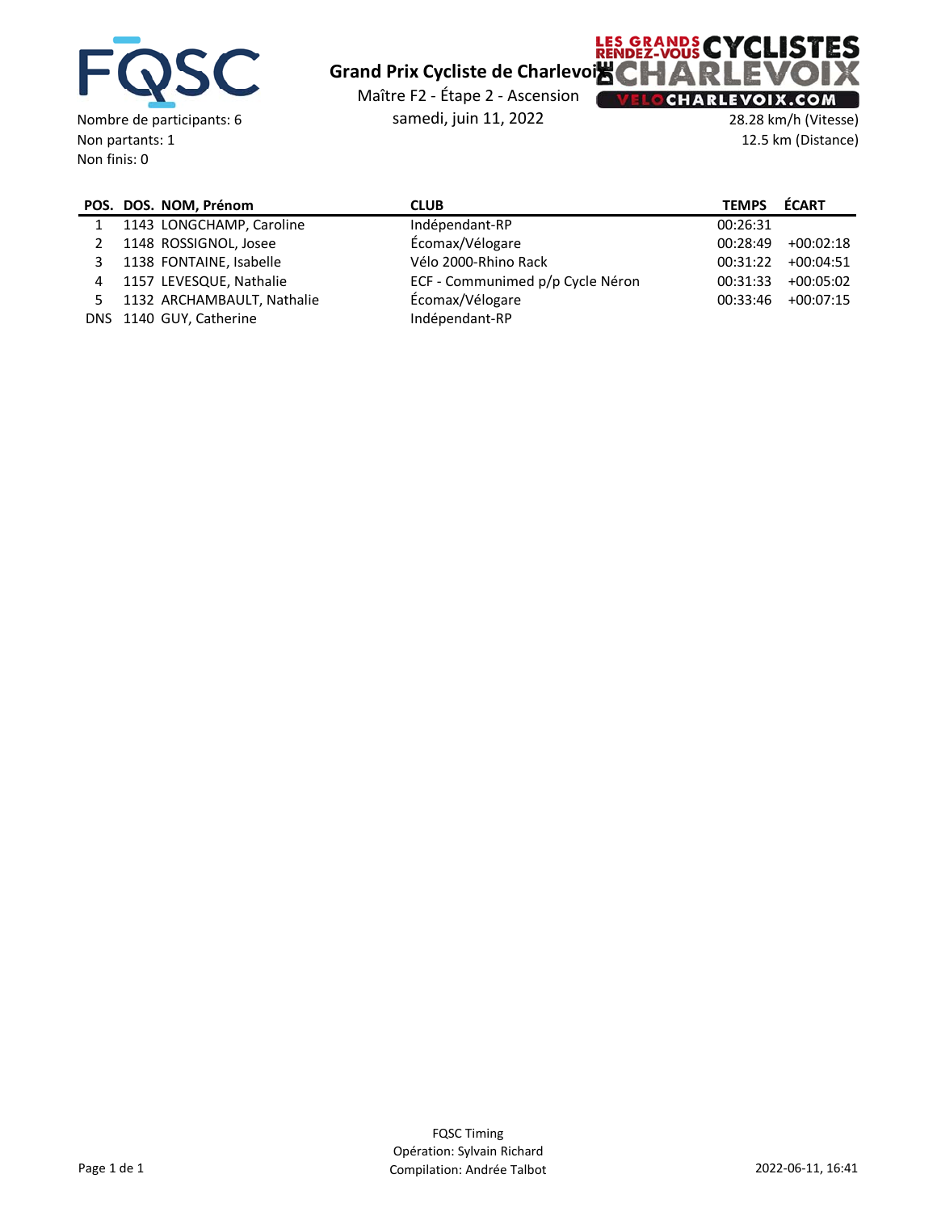# Grand Prix Cycliste de Charlevoix

Maître F2 - Étape 2 - Ascension

samedi, juin 11, 2022

Nombre de participants: 6
Non partants: 1
Non finis: 0

28.28 km/h (Vitesse)
12.5 km (Distance)

| POS. | DOS. | NOM, Prénom | CLUB | TEMPS | ÉCART |
|---|---|---|---|---|---|
| 1 | 1143 | LONGCHAMP, Caroline | Indépendant-RP | 00:26:31 | |
| 2 | 1148 | ROSSIGNOL, Josee | Écomax/Vélogare | 00:28:49 | +00:02:18 |
| 3 | 1138 | FONTAINE, Isabelle | Vélo 2000-Rhino Rack | 00:31:22 | +00:04:51 |
| 4 | 1157 | LEVESQUE, Nathalie | ECF - Communimed p/p Cycle Néron | 00:31:33 | +00:05:02 |
| 5 | 1132 | ARCHAMBAULT, Nathalie | Écomax/Vélogare | 00:33:46 | +00:07:15 |
| DNS | 1140 | GUY, Catherine | Indépendant-RP | | |

FQSC Timing
Opération: Sylvain Richard
Compilation: Andrée Talbot

2022-06-11, 16:41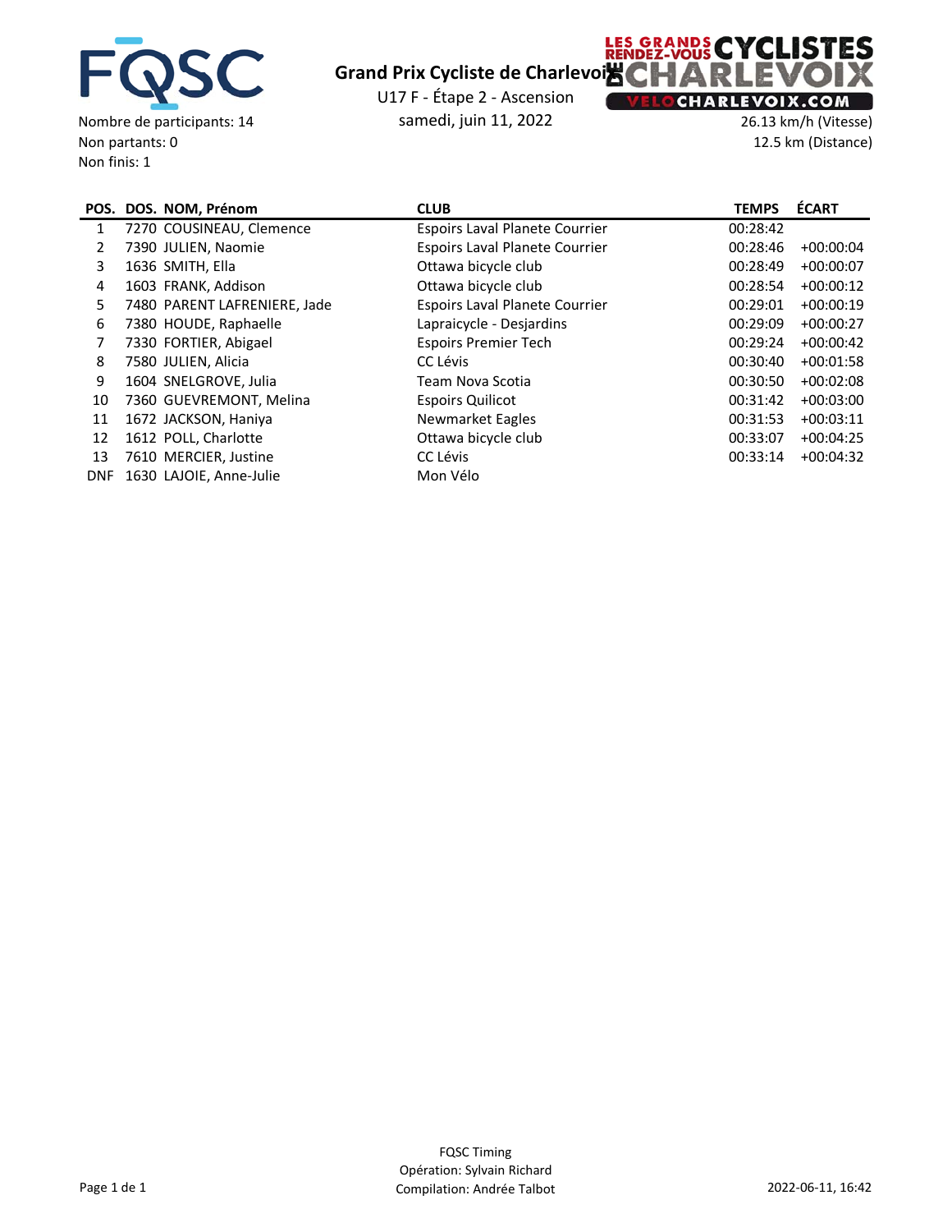# Grand Prix Cycliste de Charlevoix

U17 F - Étape 2 - Ascension

samedi, juin 11, 2022

Nombre de participants: 14
Non partants: 0
Non finis: 1

26.13 km/h (Vitesse)
12.5 km (Distance)

| POS. | DOS. | NOM, Prénom | CLUB | TEMPS | ÉCART |
|---|---|---|---|---|---|
| 1 | 7270 | COUSINEAU, Clemence | Espoirs Laval Planete Courrier | 00:28:42 | |
| 2 | 7390 | JULIEN, Naomie | Espoirs Laval Planete Courrier | 00:28:46 | +00:00:04 |
| 3 | 1636 | SMITH, Ella | Ottawa bicycle club | 00:28:49 | +00:00:07 |
| 4 | 1603 | FRANK, Addison | Ottawa bicycle club | 00:28:54 | +00:00:12 |
| 5 | 7480 | PARENT LAFRENIERE, Jade | Espoirs Laval Planete Courrier | 00:29:01 | +00:00:19 |
| 6 | 7380 | HOUDE, Raphaelle | Lapraicycle - Desjardins | 00:29:09 | +00:00:27 |
| 7 | 7330 | FORTIER, Abigael | Espoirs Premier Tech | 00:29:24 | +00:00:42 |
| 8 | 7580 | JULIEN, Alicia | CC Lévis | 00:30:40 | +00:01:58 |
| 9 | 1604 | SNELGROVE, Julia | Team Nova Scotia | 00:30:50 | +00:02:08 |
| 10 | 7360 | GUEVREMONT, Melina | Espoirs Quilicot | 00:31:42 | +00:03:00 |
| 11 | 1672 | JACKSON, Haniya | Newmarket Eagles | 00:31:53 | +00:03:11 |
| 12 | 1612 | POLL, Charlotte | Ottawa bicycle club | 00:33:07 | +00:04:25 |
| 13 | 7610 | MERCIER, Justine | CC Lévis | 00:33:14 | +00:04:32 |
| DNF | 1630 | LAJOIE, Anne-Julie | Mon Vélo | | |

FQSC Timing
Opération: Sylvain Richard
Compilation: Andrée Talbot

2022-06-11, 16:42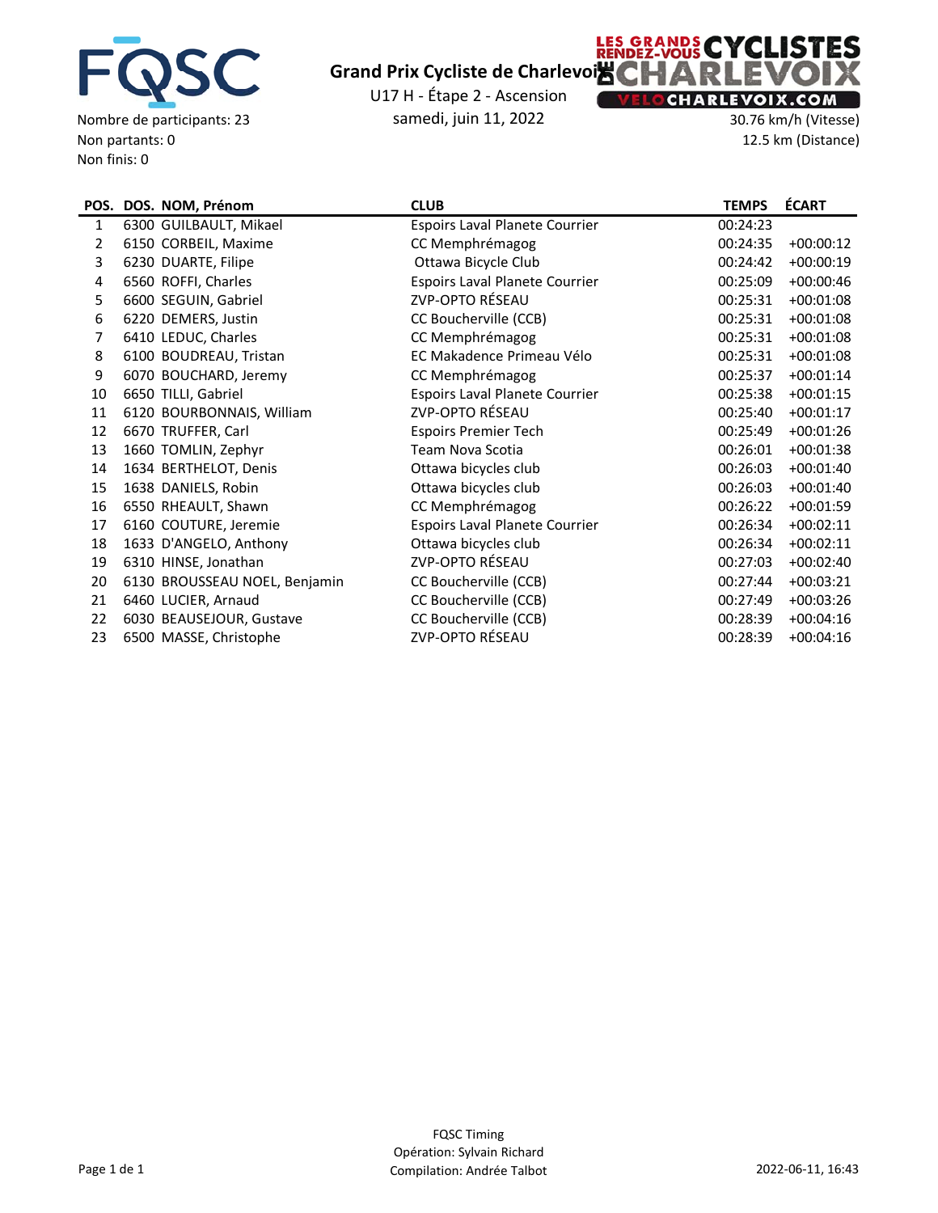# Grand Prix Cycliste de Charlevoix

U17 H - Étape 2 - Ascension

samedi, juin 11, 2022

Nombre de participants: 23
Non partants: 0
Non finis: 0

30.76 km/h (Vitesse)
12.5 km (Distance)

| POS. | DOS. | NOM, Prénom | CLUB | TEMPS | ÉCART |
|---|---|---|---|---|---|
| 1 | 6300 | GUILBAULT, Mikael | Espoirs Laval Planete Courrier | 00:24:23 | |
| 2 | 6150 | CORBEIL, Maxime | CC Memphrémagog | 00:24:35 | +00:00:12 |
| 3 | 6230 | DUARTE, Filipe | Ottawa Bicycle Club | 00:24:42 | +00:00:19 |
| 4 | 6560 | ROFFI, Charles | Espoirs Laval Planete Courrier | 00:25:09 | +00:00:46 |
| 5 | 6600 | SEGUIN, Gabriel | ZVP-OPTO RÉSEAU | 00:25:31 | +00:01:08 |
| 6 | 6220 | DEMERS, Justin | CC Boucherville (CCB) | 00:25:31 | +00:01:08 |
| 7 | 6410 | LEDUC, Charles | CC Memphrémagog | 00:25:31 | +00:01:08 |
| 8 | 6100 | BOUDREAU, Tristan | EC Makadence Primeau Vélo | 00:25:31 | +00:01:08 |
| 9 | 6070 | BOUCHARD, Jeremy | CC Memphrémagog | 00:25:37 | +00:01:14 |
| 10 | 6650 | TILLI, Gabriel | Espoirs Laval Planete Courrier | 00:25:38 | +00:01:15 |
| 11 | 6120 | BOURBONNAIS, William | ZVP-OPTO RÉSEAU | 00:25:40 | +00:01:17 |
| 12 | 6670 | TRUFFER, Carl | Espoirs Premier Tech | 00:25:49 | +00:01:26 |
| 13 | 1660 | TOMLIN, Zephyr | Team Nova Scotia | 00:26:01 | +00:01:38 |
| 14 | 1634 | BERTHELOT, Denis | Ottawa bicycles club | 00:26:03 | +00:01:40 |
| 15 | 1638 | DANIELS, Robin | Ottawa bicycles club | 00:26:03 | +00:01:40 |
| 16 | 6550 | RHEAULT, Shawn | CC Memphrémagog | 00:26:22 | +00:01:59 |
| 17 | 6160 | COUTURE, Jeremie | Espoirs Laval Planete Courrier | 00:26:34 | +00:02:11 |
| 18 | 1633 | D'ANGELO, Anthony | Ottawa bicycles club | 00:26:34 | +00:02:11 |
| 19 | 6310 | HINSE, Jonathan | ZVP-OPTO RÉSEAU | 00:27:03 | +00:02:40 |
| 20 | 6130 | BROUSSEAU NOEL, Benjamin | CC Boucherville (CCB) | 00:27:44 | +00:03:21 |
| 21 | 6460 | LUCIER, Arnaud | CC Boucherville (CCB) | 00:27:49 | +00:03:26 |
| 22 | 6030 | BEAUSEJOUR, Gustave | CC Boucherville (CCB) | 00:28:39 | +00:04:16 |
| 23 | 6500 | MASSE, Christophe | ZVP-OPTO RÉSEAU | 00:28:39 | +00:04:16 |

FQSC Timing
Opération: Sylvain Richard
Compilation: Andrée Talbot

2022-06-11, 16:43